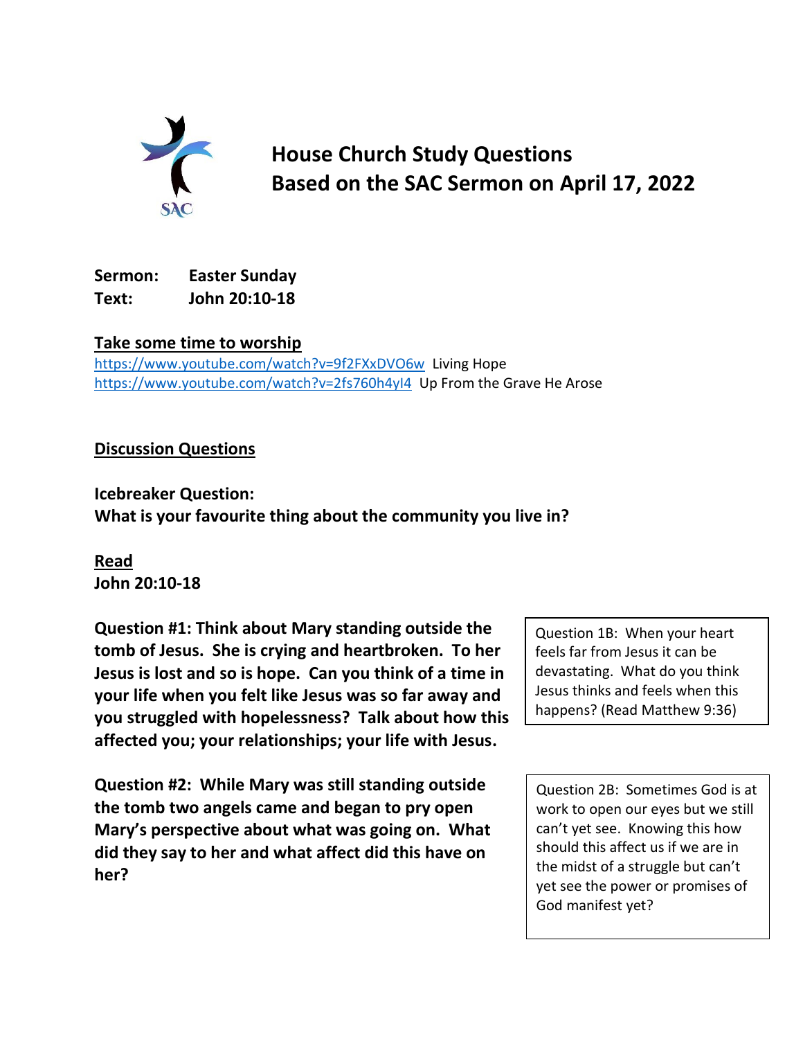SAC

# House Church Study Questions
# Based on the SAC Sermon on April 17, 2022

**Sermon:** Easter Sunday
**Text:** John 20:10-18

## Take some time to worship

https://www.youtube.com/watch?v=9f2FXxDVO6w Living Hope
https://www.youtube.com/watch?v=2fs760h4yI4 Up From the Grave He Arose

## Discussion Questions

**Icebreaker Question:**
**What is your favourite thing about the community you live in?**

**Read**
**John 20:10-18**

**Question #1: Think about Mary standing outside the tomb of Jesus. She is crying and heartbroken. To her Jesus is lost and so is hope. Can you think of a time in your life when you felt like Jesus was so far away and you struggled with hopelessness? Talk about how this affected you; your relationships; your life with Jesus.**

Question 1B: When your heart feels far from Jesus it can be devastating. What do you think Jesus thinks and feels when this happens? (Read Matthew 9:36)

**Question #2: While Mary was still standing outside the tomb two angels came and began to pry open Mary's perspective about what was going on. What did they say to her and what affect did this have on her?**

Question 2B: Sometimes God is at work to open our eyes but we still can't yet see. Knowing this how should this affect us if we are in the midst of a struggle but can't yet see the power or promises of God manifest yet?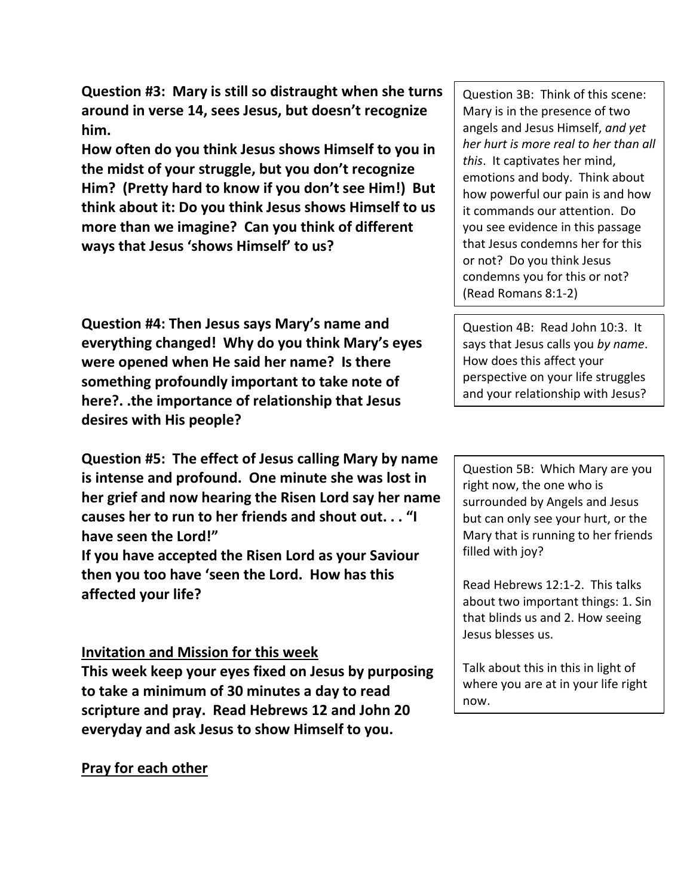**Question #3: Mary is still so distraught when she turns around in verse 14, sees Jesus, but doesn't recognize him.**

**How often do you think Jesus shows Himself to you in the midst of your struggle, but you don't recognize Him? (Pretty hard to know if you don't see Him!) But think about it: Do you think Jesus shows Himself to us more than we imagine? Can you think of different ways that Jesus 'shows Himself' to us?**

Question 3B: Think of this scene: Mary is in the presence of two angels and Jesus Himself, *and yet her hurt is more real to her than all this*. It captivates her mind, emotions and body. Think about how powerful our pain is and how it commands our attention. Do you see evidence in this passage that Jesus condemns her for this or not? Do you think Jesus condemns you for this or not? (Read Romans 8:1-2)

**Question #4: Then Jesus says Mary's name and everything changed! Why do you think Mary's eyes were opened when He said her name? Is there something profoundly important to take note of here?. .the importance of relationship that Jesus desires with His people?**

Question 4B: Read John 10:3. It says that Jesus calls you *by name*. How does this affect your perspective on your life struggles and your relationship with Jesus?

**Question #5: The effect of Jesus calling Mary by name is intense and profound. One minute she was lost in her grief and now hearing the Risen Lord say her name causes her to run to her friends and shout out. . . "I have seen the Lord!"**

**If you have accepted the Risen Lord as your Saviour then you too have 'seen the Lord. How has this affected your life?**

Question 5B: Which Mary are you right now, the one who is surrounded by Angels and Jesus but can only see your hurt, or the Mary that is running to her friends filled with joy?

Read Hebrews 12:1-2. This talks about two important things: 1. Sin that blinds us and 2. How seeing Jesus blesses us.

Talk about this in this in light of where you are at in your life right now.

**<u>Invitation and Mission for this week</u>**

**This week keep your eyes fixed on Jesus by purposing to take a minimum of 30 minutes a day to read scripture and pray. Read Hebrews 12 and John 20 everyday and ask Jesus to show Himself to you.**

**<u>Pray for each other</u>**